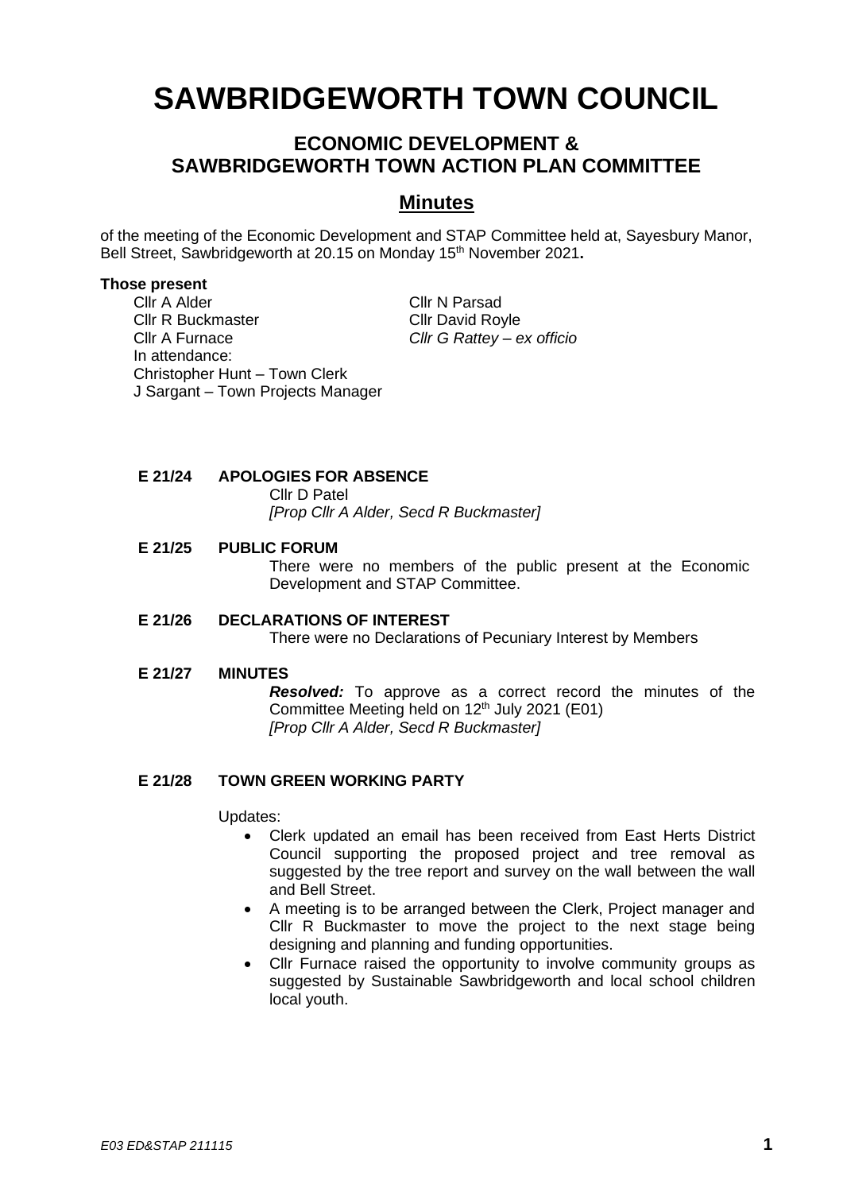# SAWBRIDGEWORTH TOWN COUNCIL

## ECONOMIC DEVELOPMENT & SAWBRIDGEWORTH TOWN ACTION PLAN COMMITTEE

## Minutes

of the meeting of the Economic Development and STAP Committee held at, Sayesbury Manor, Bell Street, Sawbridgeworth at 20.15 on Monday 15th November 2021**.**

**Those present**

Cllr A Alder
Cllr R Buckmaster
Cllr A Furnace
Cllr N Parsad
Cllr David Royle
*Cllr G Rattey – ex officio*

In attendance:
Christopher Hunt – Town Clerk
J Sargant – Town Projects Manager

**E 21/24 APOLOGIES FOR ABSENCE**

Cllr D Patel
*[Prop Cllr A Alder, Secd R Buckmaster]*

**E 21/25 PUBLIC FORUM**

There were no members of the public present at the Economic Development and STAP Committee.

**E 21/26 DECLARATIONS OF INTEREST**

There were no Declarations of Pecuniary Interest by Members

**E 21/27 MINUTES**

***Resolved:*** To approve as a correct record the minutes of the Committee Meeting held on 12th July 2021 (E01)
*[Prop Cllr A Alder, Secd R Buckmaster]*

**E 21/28 TOWN GREEN WORKING PARTY**

Updates:

- Clerk updated an email has been received from East Herts District Council supporting the proposed project and tree removal as suggested by the tree report and survey on the wall between the wall and Bell Street.
- A meeting is to be arranged between the Clerk, Project manager and Cllr R Buckmaster to move the project to the next stage being designing and planning and funding opportunities.
- Cllr Furnace raised the opportunity to involve community groups as suggested by Sustainable Sawbridgeworth and local school children local youth.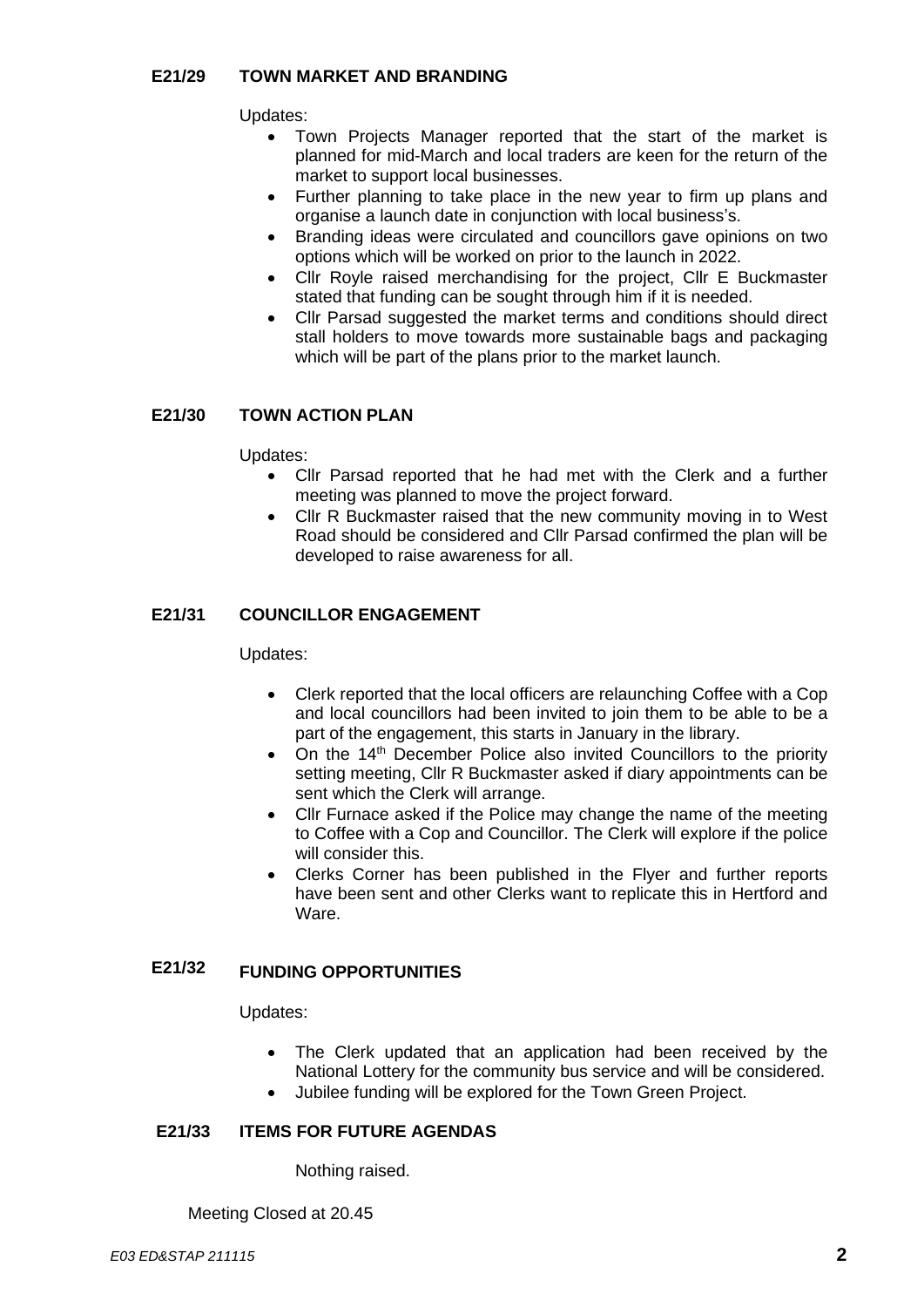**E21/29 TOWN MARKET AND BRANDING**

Updates:

- Town Projects Manager reported that the start of the market is planned for mid-March and local traders are keen for the return of the market to support local businesses.
- Further planning to take place in the new year to firm up plans and organise a launch date in conjunction with local business's.
- Branding ideas were circulated and councillors gave opinions on two options which will be worked on prior to the launch in 2022.
- Cllr Royle raised merchandising for the project, Cllr E Buckmaster stated that funding can be sought through him if it is needed.
- Cllr Parsad suggested the market terms and conditions should direct stall holders to move towards more sustainable bags and packaging which will be part of the plans prior to the market launch.

**E21/30 TOWN ACTION PLAN**

Updates:

- Cllr Parsad reported that he had met with the Clerk and a further meeting was planned to move the project forward.
- Cllr R Buckmaster raised that the new community moving in to West Road should be considered and Cllr Parsad confirmed the plan will be developed to raise awareness for all.

**E21/31 COUNCILLOR ENGAGEMENT**

Updates:

- Clerk reported that the local officers are relaunching Coffee with a Cop and local councillors had been invited to join them to be able to be a part of the engagement, this starts in January in the library.
- On the 14th December Police also invited Councillors to the priority setting meeting, Cllr R Buckmaster asked if diary appointments can be sent which the Clerk will arrange.
- Cllr Furnace asked if the Police may change the name of the meeting to Coffee with a Cop and Councillor. The Clerk will explore if the police will consider this.
- Clerks Corner has been published in the Flyer and further reports have been sent and other Clerks want to replicate this in Hertford and Ware.

**E21/32 FUNDING OPPORTUNITIES**

Updates:

- The Clerk updated that an application had been received by the National Lottery for the community bus service and will be considered.
- Jubilee funding will be explored for the Town Green Project.

**E21/33 ITEMS FOR FUTURE AGENDAS**

Nothing raised.

Meeting Closed at 20.45